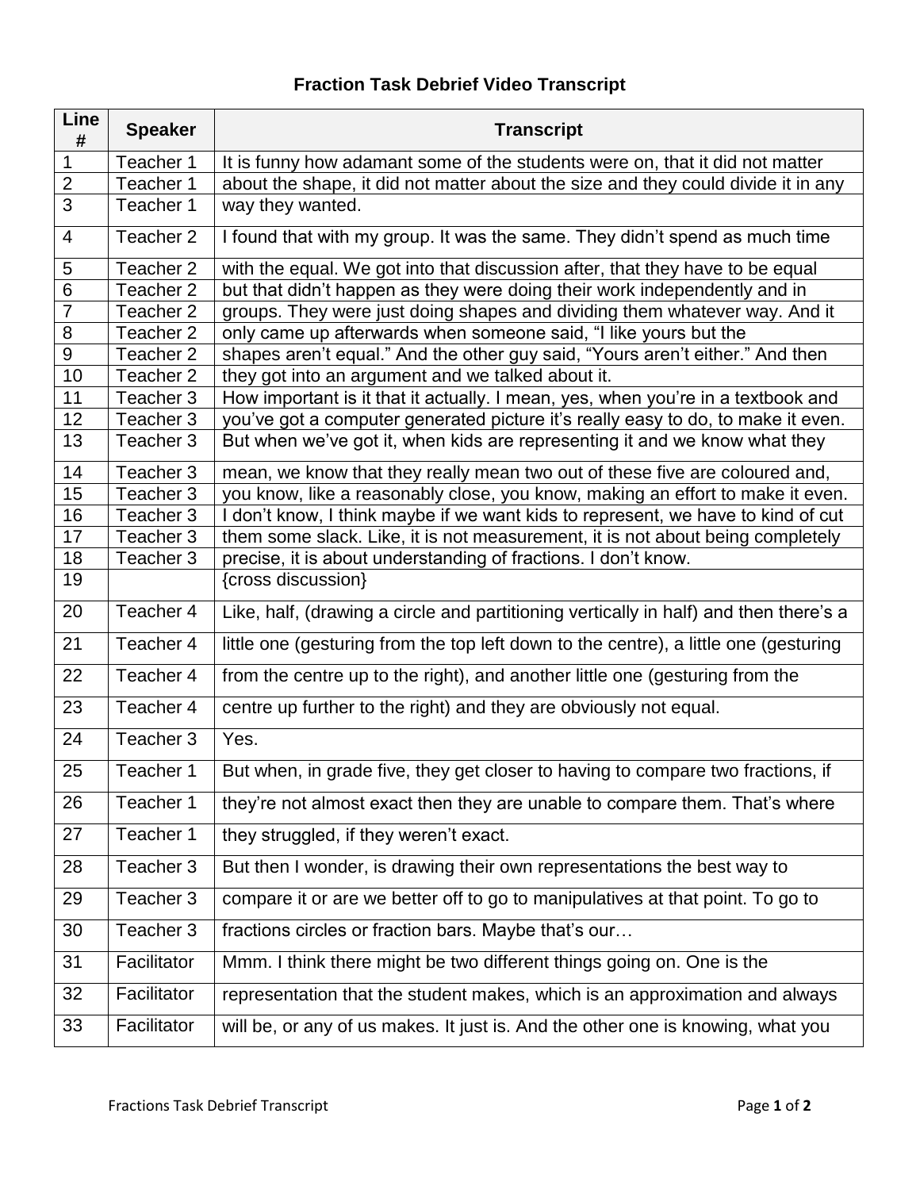# Fraction Task Debrief Video Transcript

| Line # | Speaker | Transcript |
| --- | --- | --- |
| 1 | Teacher 1 | It is funny how adamant some of the students were on, that it did not matter |
| 2 | Teacher 1 | about the shape, it did not matter about the size and they could divide it in any |
| 3 | Teacher 1 | way they wanted. |
| 4 | Teacher 2 | I found that with my group. It was the same. They didn't spend as much time |
| 5 | Teacher 2 | with the equal. We got into that discussion after, that they have to be equal |
| 6 | Teacher 2 | but that didn't happen as they were doing their work independently and in |
| 7 | Teacher 2 | groups. They were just doing shapes and dividing them whatever way. And it |
| 8 | Teacher 2 | only came up afterwards when someone said, "I like yours but the |
| 9 | Teacher 2 | shapes aren't equal." And the other guy said, "Yours aren't either." And then |
| 10 | Teacher 2 | they got into an argument and we talked about it. |
| 11 | Teacher 3 | How important is it that it actually. I mean, yes, when you're in a textbook and |
| 12 | Teacher 3 | you've got a computer generated picture it's really easy to do, to make it even. |
| 13 | Teacher 3 | But when we've got it, when kids are representing it and we know what they |
| 14 | Teacher 3 | mean, we know that they really mean two out of these five are coloured and, |
| 15 | Teacher 3 | you know, like a reasonably close, you know, making an effort to make it even. |
| 16 | Teacher 3 | I don't know, I think maybe if we want kids to represent, we have to kind of cut |
| 17 | Teacher 3 | them some slack. Like, it is not measurement, it is not about being completely |
| 18 | Teacher 3 | precise, it is about understanding of fractions. I don't know. |
| 19 | | {cross discussion} |
| 20 | Teacher 4 | Like, half, (drawing a circle and partitioning vertically in half) and then there's a |
| 21 | Teacher 4 | little one (gesturing from the top left down to the centre), a little one (gesturing |
| 22 | Teacher 4 | from the centre up to the right), and another little one (gesturing from the |
| 23 | Teacher 4 | centre up further to the right) and they are obviously not equal. |
| 24 | Teacher 3 | Yes. |
| 25 | Teacher 1 | But when, in grade five, they get closer to having to compare two fractions, if |
| 26 | Teacher 1 | they're not almost exact then they are unable to compare them. That's where |
| 27 | Teacher 1 | they struggled, if they weren't exact. |
| 28 | Teacher 3 | But then I wonder, is drawing their own representations the best way to |
| 29 | Teacher 3 | compare it or are we better off to go to manipulatives at that point. To go to |
| 30 | Teacher 3 | fractions circles or fraction bars. Maybe that's our… |
| 31 | Facilitator | Mmm. I think there might be two different things going on. One is the |
| 32 | Facilitator | representation that the student makes, which is an approximation and always |
| 33 | Facilitator | will be, or any of us makes. It just is. And the other one is knowing, what you |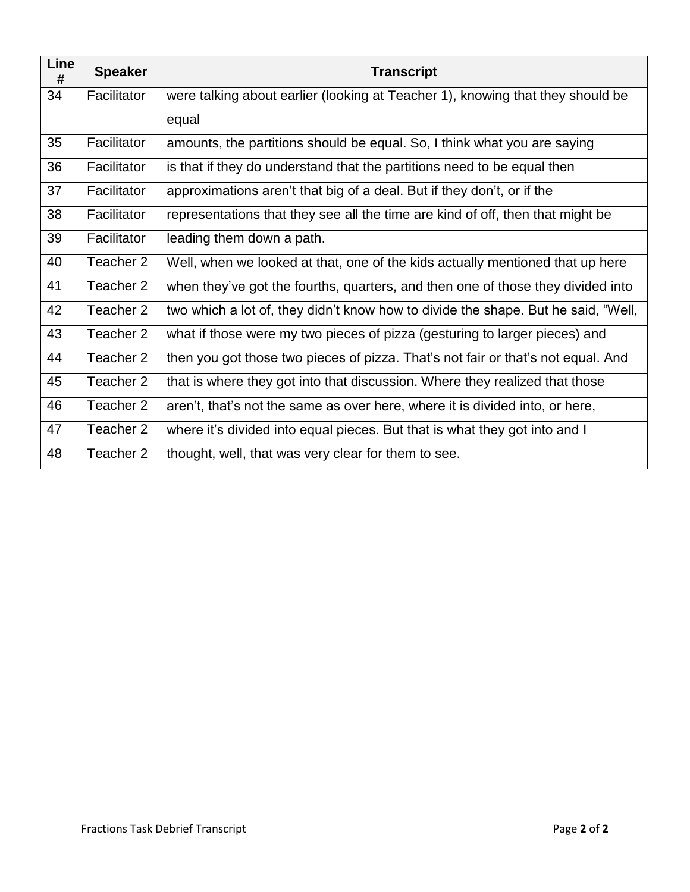| Line # | Speaker | Transcript |
|---|---|---|
| 34 | Facilitator | were talking about earlier (looking at Teacher 1), knowing that they should be equal |
| 35 | Facilitator | amounts, the partitions should be equal. So, I think what you are saying |
| 36 | Facilitator | is that if they do understand that the partitions need to be equal then |
| 37 | Facilitator | approximations aren't that big of a deal. But if they don't, or if the |
| 38 | Facilitator | representations that they see all the time are kind of off, then that might be |
| 39 | Facilitator | leading them down a path. |
| 40 | Teacher 2 | Well, when we looked at that, one of the kids actually mentioned that up here |
| 41 | Teacher 2 | when they've got the fourths, quarters, and then one of those they divided into |
| 42 | Teacher 2 | two which a lot of, they didn't know how to divide the shape. But he said, "Well, |
| 43 | Teacher 2 | what if those were my two pieces of pizza (gesturing to larger pieces) and |
| 44 | Teacher 2 | then you got those two pieces of pizza. That's not fair or that's not equal. And |
| 45 | Teacher 2 | that is where they got into that discussion. Where they realized that those |
| 46 | Teacher 2 | aren't, that's not the same as over here, where it is divided into, or here, |
| 47 | Teacher 2 | where it's divided into equal pieces. But that is what they got into and I |
| 48 | Teacher 2 | thought, well, that was very clear for them to see. |